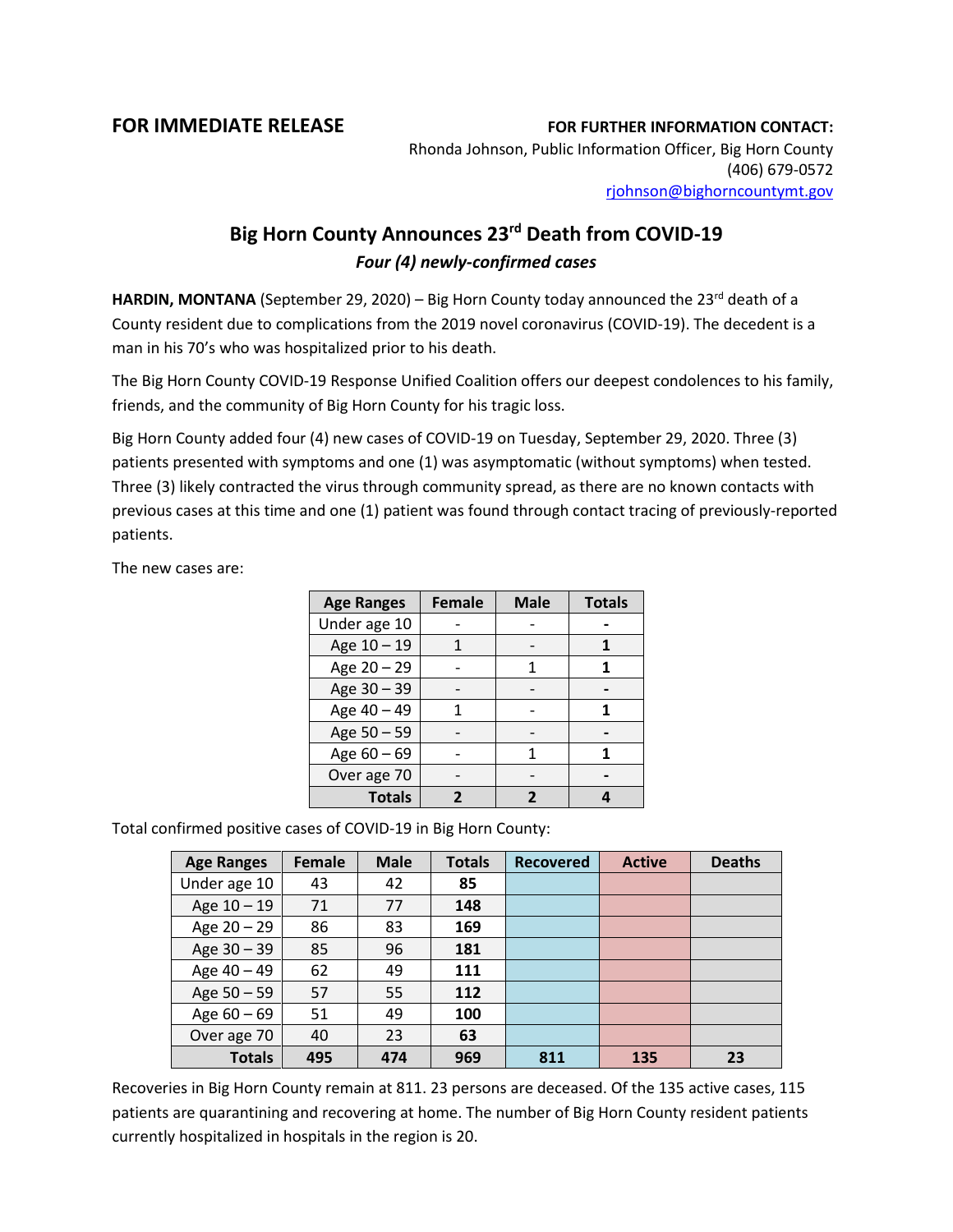**FOR IMMEDIATE RELEASE**

**FOR FURTHER INFORMATION CONTACT:**
Rhonda Johnson, Public Information Officer, Big Horn County
(406) 679-0572
rjohnson@bighorncountymt.gov

# Big Horn County Announces 23rd Death from COVID-19

***Four (4) newly-confirmed cases***

**HARDIN, MONTANA** (September 29, 2020) – Big Horn County today announced the 23rd death of a County resident due to complications from the 2019 novel coronavirus (COVID-19). The decedent is a man in his 70's who was hospitalized prior to his death.

The Big Horn County COVID-19 Response Unified Coalition offers our deepest condolences to his family, friends, and the community of Big Horn County for his tragic loss.

Big Horn County added four (4) new cases of COVID-19 on Tuesday, September 29, 2020. Three (3) patients presented with symptoms and one (1) was asymptomatic (without symptoms) when tested. Three (3) likely contracted the virus through community spread, as there are no known contacts with previous cases at this time and one (1) patient was found through contact tracing of previously-reported patients.

The new cases are:

| Age Ranges | Female | Male | Totals |
|---|---|---|---|
| Under age 10 | - | - | **-** |
| Age 10 – 19 | 1 | - | **1** |
| Age 20 – 29 | - | 1 | **1** |
| Age 30 – 39 | - | - | **-** |
| Age 40 – 49 | 1 | - | **1** |
| Age 50 – 59 | - | - | **-** |
| Age 60 – 69 | - | 1 | **1** |
| Over age 70 | - | - | **-** |
| **Totals** | **2** | **2** | **4** |

Total confirmed positive cases of COVID-19 in Big Horn County:

| Age Ranges | Female | Male | Totals | Recovered | Active | Deaths |
|---|---|---|---|---|---|---|
| Under age 10 | 43 | 42 | **85** | | | |
| Age 10 – 19 | 71 | 77 | **148** | | | |
| Age 20 – 29 | 86 | 83 | **169** | | | |
| Age 30 – 39 | 85 | 96 | **181** | | | |
| Age 40 – 49 | 62 | 49 | **111** | | | |
| Age 50 – 59 | 57 | 55 | **112** | | | |
| Age 60 – 69 | 51 | 49 | **100** | | | |
| Over age 70 | 40 | 23 | **63** | | | |
| **Totals** | **495** | **474** | **969** | **811** | **135** | **23** |

Recoveries in Big Horn County remain at 811. 23 persons are deceased. Of the 135 active cases, 115 patients are quarantining and recovering at home. The number of Big Horn County resident patients currently hospitalized in hospitals in the region is 20.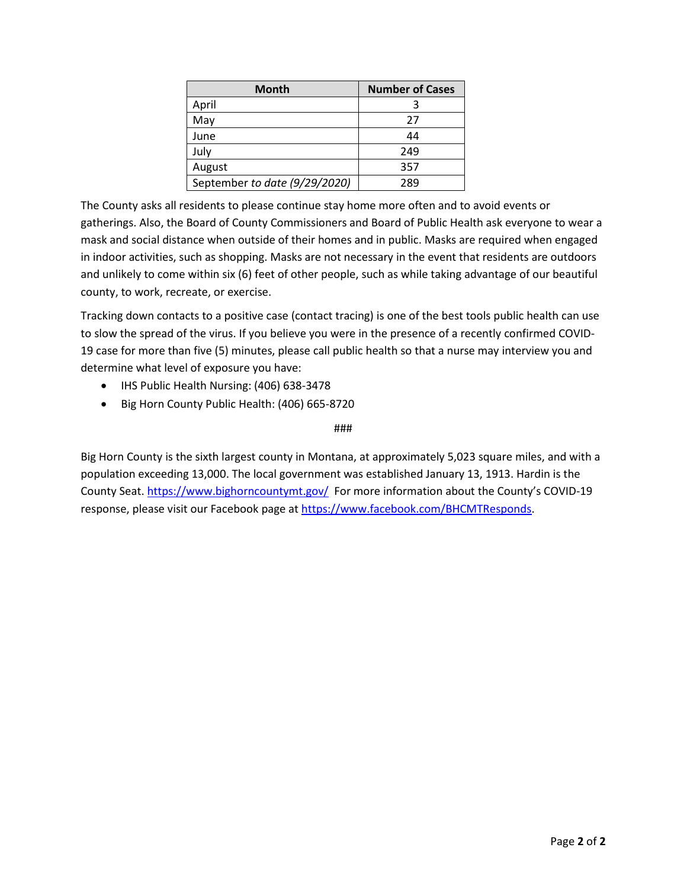| Month | Number of Cases |
| --- | --- |
| April | 3 |
| May | 27 |
| June | 44 |
| July | 249 |
| August | 357 |
| September *to date (9/29/2020)* | 289 |

The County asks all residents to please continue stay home more often and to avoid events or gatherings. Also, the Board of County Commissioners and Board of Public Health ask everyone to wear a mask and social distance when outside of their homes and in public. Masks are required when engaged in indoor activities, such as shopping. Masks are not necessary in the event that residents are outdoors and unlikely to come within six (6) feet of other people, such as while taking advantage of our beautiful county, to work, recreate, or exercise.

Tracking down contacts to a positive case (contact tracing) is one of the best tools public health can use to slow the spread of the virus. If you believe you were in the presence of a recently confirmed COVID-19 case for more than five (5) minutes, please call public health so that a nurse may interview you and determine what level of exposure you have:

- IHS Public Health Nursing: (406) 638-3478
- Big Horn County Public Health: (406) 665-8720

###

Big Horn County is the sixth largest county in Montana, at approximately 5,023 square miles, and with a population exceeding 13,000. The local government was established January 13, 1913. Hardin is the County Seat. [https://www.bighorncountymt.gov/](https://www.bighorncountymt.gov/) For more information about the County's COVID-19 response, please visit our Facebook page at [https://www.facebook.com/BHCMTResponds](https://www.facebook.com/BHCMTResponds).